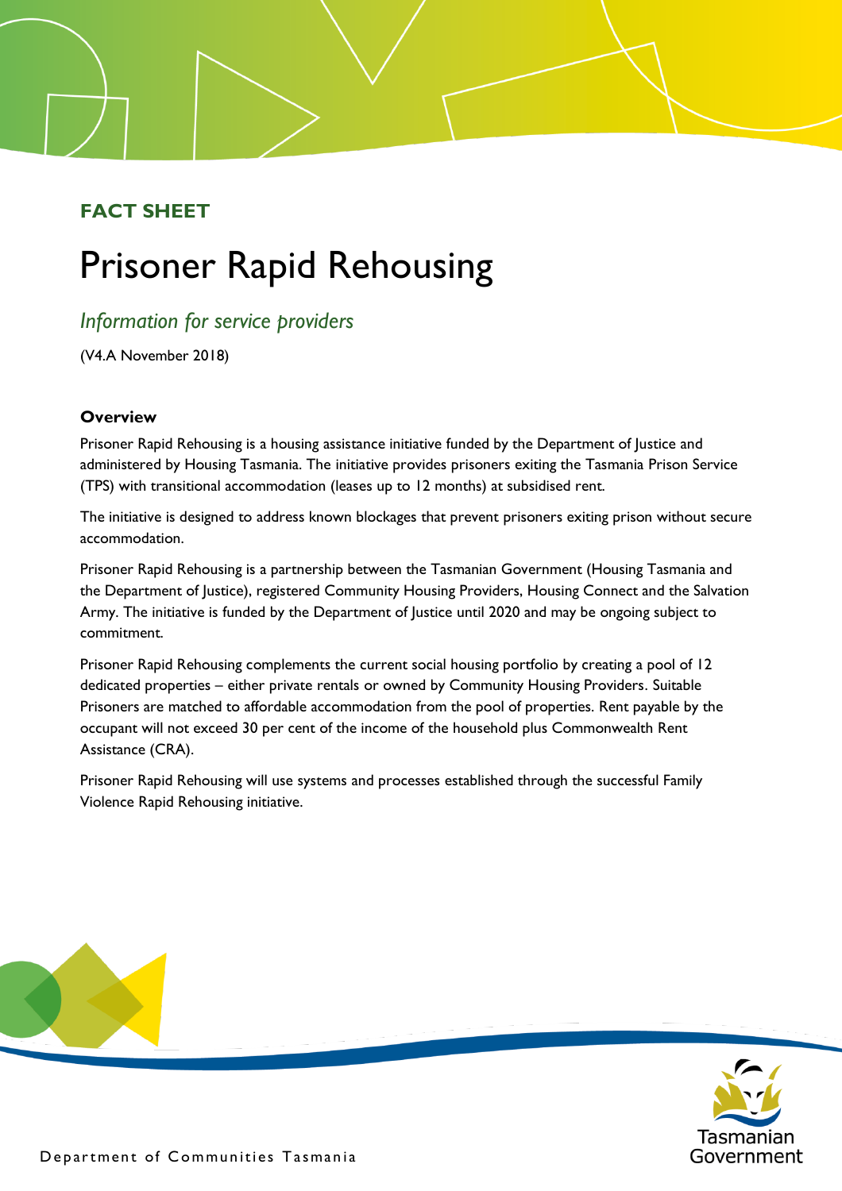**FACT SHEET**

# Prisoner Rapid Rehousing

## *Information for service providers*

(V4.A November 2018)

### Overview

Prisoner Rapid Rehousing is a housing assistance initiative funded by the Department of Justice and administered by Housing Tasmania. The initiative provides prisoners exiting the Tasmania Prison Service (TPS) with transitional accommodation (leases up to 12 months) at subsidised rent.

The initiative is designed to address known blockages that prevent prisoners exiting prison without secure accommodation.

Prisoner Rapid Rehousing is a partnership between the Tasmanian Government (Housing Tasmania and the Department of Justice), registered Community Housing Providers, Housing Connect and the Salvation Army. The initiative is funded by the Department of Justice until 2020 and may be ongoing subject to commitment.

Prisoner Rapid Rehousing complements the current social housing portfolio by creating a pool of 12 dedicated properties – either private rentals or owned by Community Housing Providers. Suitable Prisoners are matched to affordable accommodation from the pool of properties. Rent payable by the occupant will not exceed 30 per cent of the income of the household plus Commonwealth Rent Assistance (CRA).

Prisoner Rapid Rehousing will use systems and processes established through the successful Family Violence Rapid Rehousing initiative.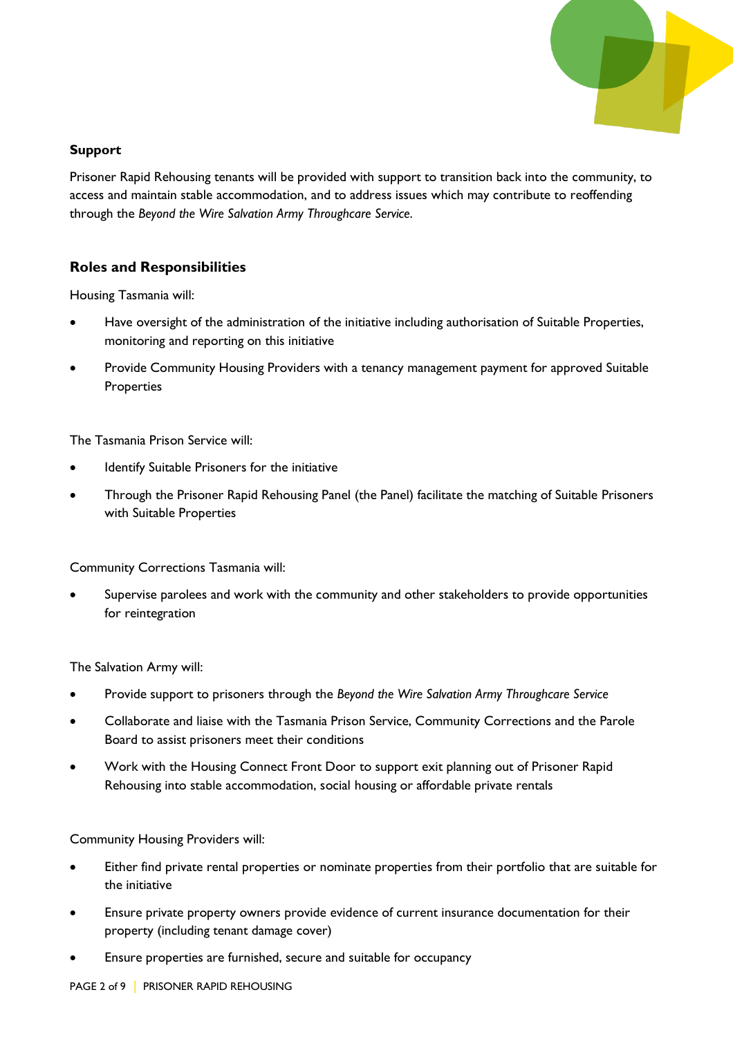### Support

Prisoner Rapid Rehousing tenants will be provided with support to transition back into the community, to access and maintain stable accommodation, and to address issues which may contribute to reoffending through the *Beyond the Wire Salvation Army Throughcare Service*.

## Roles and Responsibilities

Housing Tasmania will:

- Have oversight of the administration of the initiative including authorisation of Suitable Properties, monitoring and reporting on this initiative
- Provide Community Housing Providers with a tenancy management payment for approved Suitable Properties

The Tasmania Prison Service will:

- Identify Suitable Prisoners for the initiative
- Through the Prisoner Rapid Rehousing Panel (the Panel) facilitate the matching of Suitable Prisoners with Suitable Properties

Community Corrections Tasmania will:

- Supervise parolees and work with the community and other stakeholders to provide opportunities for reintegration

The Salvation Army will:

- Provide support to prisoners through the *Beyond the Wire Salvation Army Throughcare Service*
- Collaborate and liaise with the Tasmania Prison Service, Community Corrections and the Parole Board to assist prisoners meet their conditions
- Work with the Housing Connect Front Door to support exit planning out of Prisoner Rapid Rehousing into stable accommodation, social housing or affordable private rentals

Community Housing Providers will:

- Either find private rental properties or nominate properties from their portfolio that are suitable for the initiative
- Ensure private property owners provide evidence of current insurance documentation for their property (including tenant damage cover)
- Ensure properties are furnished, secure and suitable for occupancy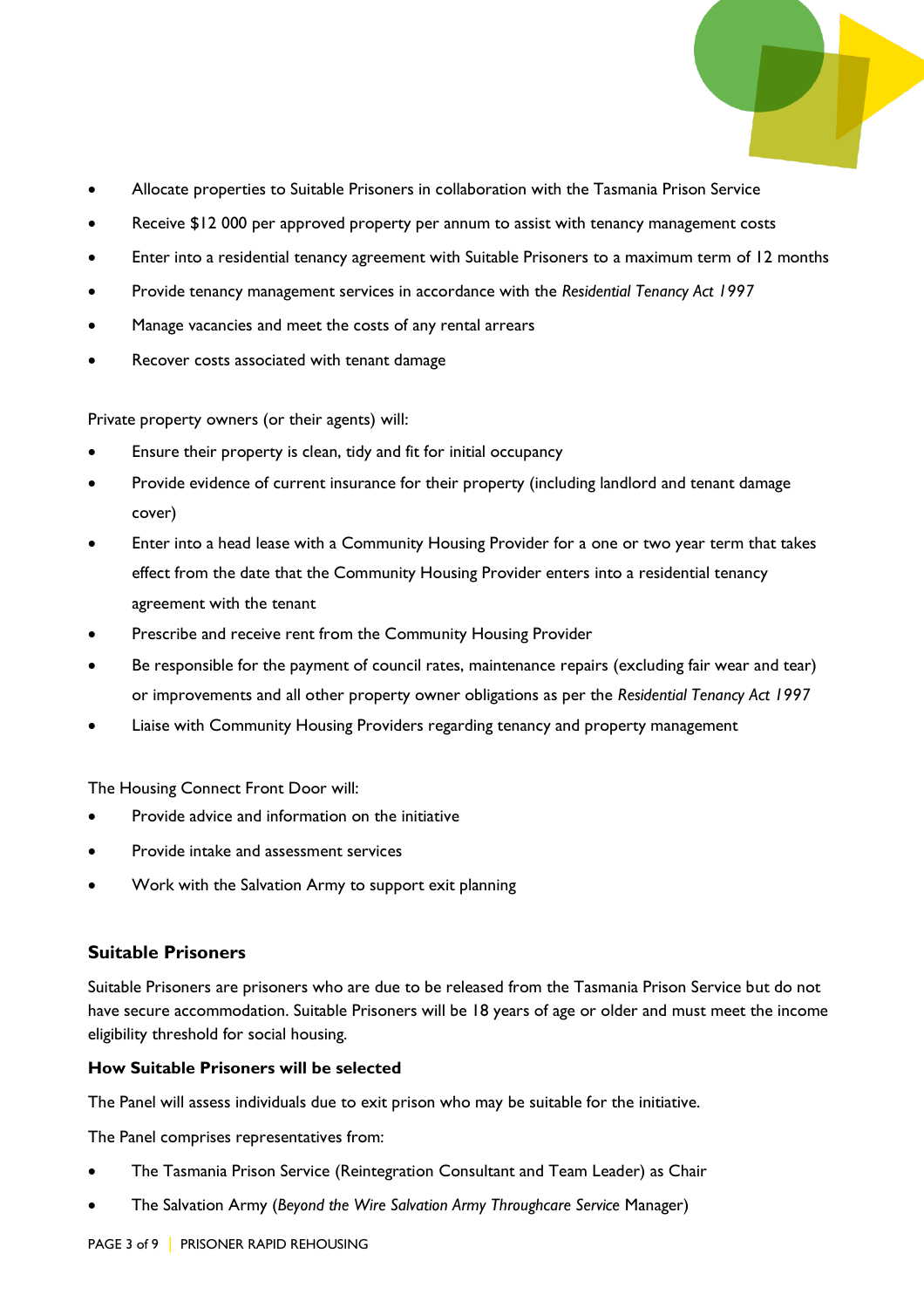- Allocate properties to Suitable Prisoners in collaboration with the Tasmania Prison Service
- Receive $12 000 per approved property per annum to assist with tenancy management costs
- Enter into a residential tenancy agreement with Suitable Prisoners to a maximum term of 12 months
- Provide tenancy management services in accordance with the *Residential Tenancy Act 1997*
- Manage vacancies and meet the costs of any rental arrears
- Recover costs associated with tenant damage

Private property owners (or their agents) will:

- Ensure their property is clean, tidy and fit for initial occupancy
- Provide evidence of current insurance for their property (including landlord and tenant damage cover)
- Enter into a head lease with a Community Housing Provider for a one or two year term that takes effect from the date that the Community Housing Provider enters into a residential tenancy agreement with the tenant
- Prescribe and receive rent from the Community Housing Provider
- Be responsible for the payment of council rates, maintenance repairs (excluding fair wear and tear) or improvements and all other property owner obligations as per the *Residential Tenancy Act 1997*
- Liaise with Community Housing Providers regarding tenancy and property management

The Housing Connect Front Door will:

- Provide advice and information on the initiative
- Provide intake and assessment services
- Work with the Salvation Army to support exit planning

## Suitable Prisoners

Suitable Prisoners are prisoners who are due to be released from the Tasmania Prison Service but do not have secure accommodation. Suitable Prisoners will be 18 years of age or older and must meet the income eligibility threshold for social housing.

### How Suitable Prisoners will be selected

The Panel will assess individuals due to exit prison who may be suitable for the initiative.

The Panel comprises representatives from:

- The Tasmania Prison Service (Reintegration Consultant and Team Leader) as Chair
- The Salvation Army (*Beyond the Wire Salvation Army Throughcare Service* Manager)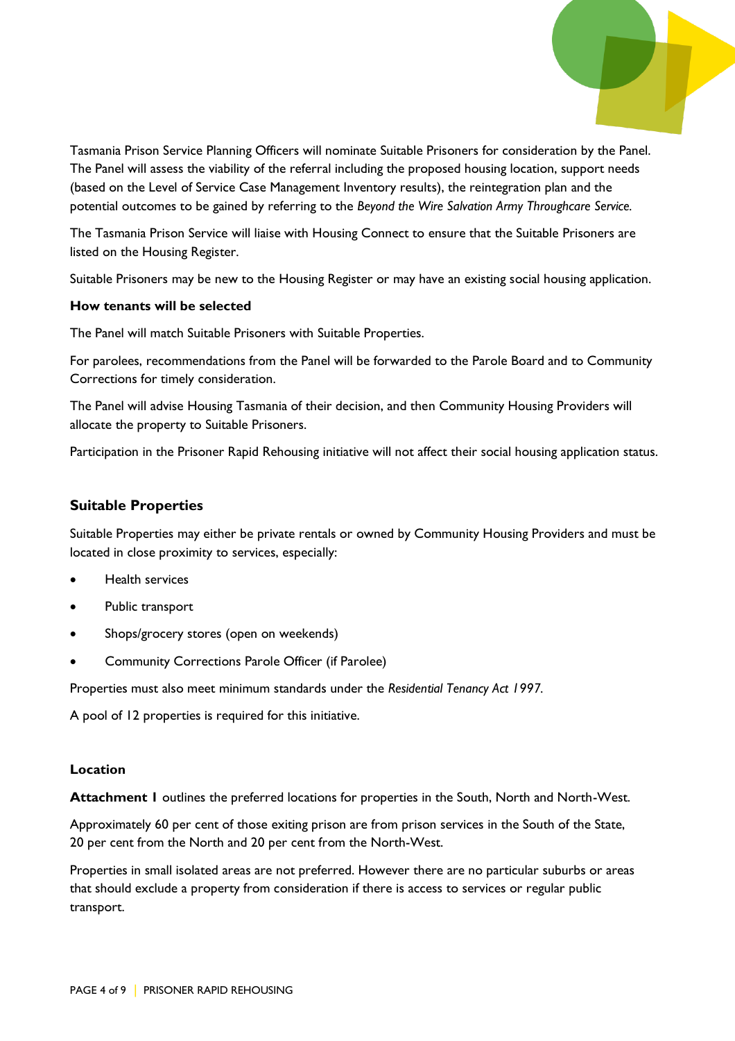Tasmania Prison Service Planning Officers will nominate Suitable Prisoners for consideration by the Panel. The Panel will assess the viability of the referral including the proposed housing location, support needs (based on the Level of Service Case Management Inventory results), the reintegration plan and the potential outcomes to be gained by referring to the *Beyond the Wire Salvation Army Throughcare Service.*

The Tasmania Prison Service will liaise with Housing Connect to ensure that the Suitable Prisoners are listed on the Housing Register.

Suitable Prisoners may be new to the Housing Register or may have an existing social housing application.

**How tenants will be selected**

The Panel will match Suitable Prisoners with Suitable Properties.

For parolees, recommendations from the Panel will be forwarded to the Parole Board and to Community Corrections for timely consideration.

The Panel will advise Housing Tasmania of their decision, and then Community Housing Providers will allocate the property to Suitable Prisoners.

Participation in the Prisoner Rapid Rehousing initiative will not affect their social housing application status.

## Suitable Properties

Suitable Properties may either be private rentals or owned by Community Housing Providers and must be located in close proximity to services, especially:

- Health services
- Public transport
- Shops/grocery stores (open on weekends)
- Community Corrections Parole Officer (if Parolee)

Properties must also meet minimum standards under the *Residential Tenancy Act 1997.*

A pool of 12 properties is required for this initiative.

**Location**

**Attachment 1** outlines the preferred locations for properties in the South, North and North-West.

Approximately 60 per cent of those exiting prison are from prison services in the South of the State, 20 per cent from the North and 20 per cent from the North-West.

Properties in small isolated areas are not preferred. However there are no particular suburbs or areas that should exclude a property from consideration if there is access to services or regular public transport.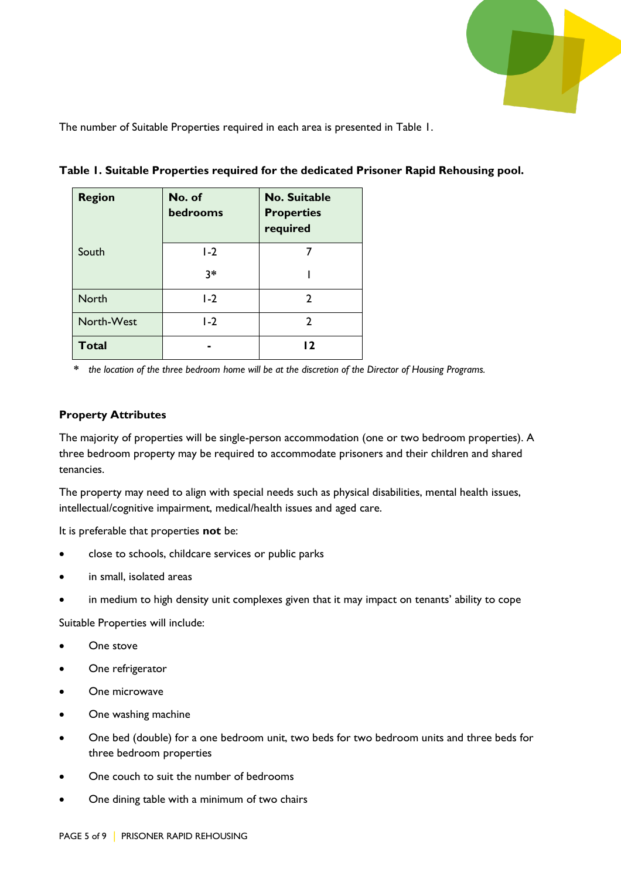The number of Suitable Properties required in each area is presented in Table 1.

**Table 1. Suitable Properties required for the dedicated Prisoner Rapid Rehousing pool.**

| Region | No. of bedrooms | No. Suitable Properties required |
|---|---|---|
| South | 1-2 | 7 |
| | 3* | 1 |
| North | 1-2 | 2 |
| North-West | 1-2 | 2 |
| **Total** | - | **12** |

\* *the location of the three bedroom home will be at the discretion of the Director of Housing Programs.*

### Property Attributes

The majority of properties will be single-person accommodation (one or two bedroom properties). A three bedroom property may be required to accommodate prisoners and their children and shared tenancies.

The property may need to align with special needs such as physical disabilities, mental health issues, intellectual/cognitive impairment, medical/health issues and aged care.

It is preferable that properties **not** be:

- close to schools, childcare services or public parks
- in small, isolated areas
- in medium to high density unit complexes given that it may impact on tenants' ability to cope

Suitable Properties will include:

- One stove
- One refrigerator
- One microwave
- One washing machine
- One bed (double) for a one bedroom unit, two beds for two bedroom units and three beds for three bedroom properties
- One couch to suit the number of bedrooms
- One dining table with a minimum of two chairs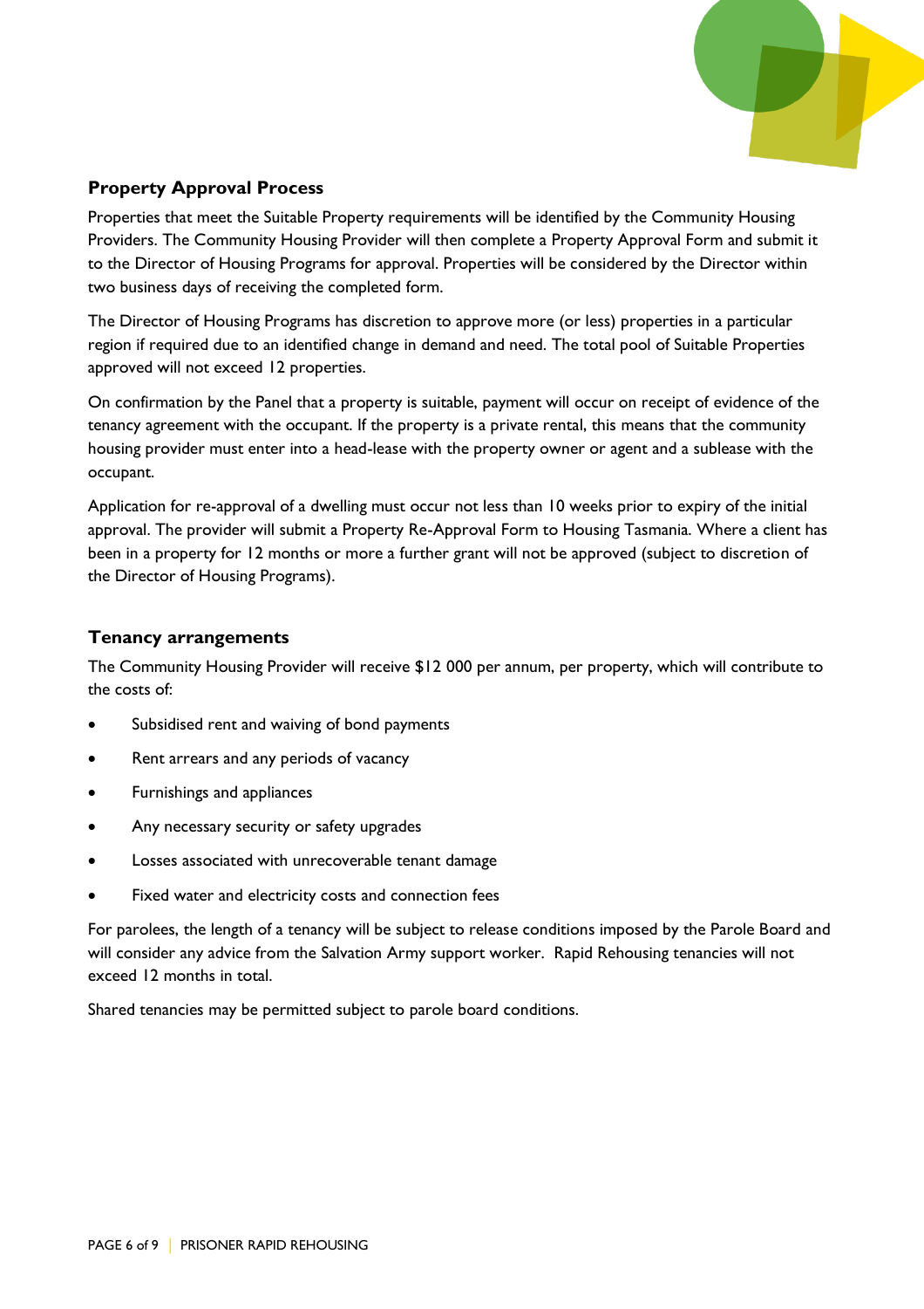## Property Approval Process

Properties that meet the Suitable Property requirements will be identified by the Community Housing Providers. The Community Housing Provider will then complete a Property Approval Form and submit it to the Director of Housing Programs for approval. Properties will be considered by the Director within two business days of receiving the completed form.

The Director of Housing Programs has discretion to approve more (or less) properties in a particular region if required due to an identified change in demand and need. The total pool of Suitable Properties approved will not exceed 12 properties.

On confirmation by the Panel that a property is suitable, payment will occur on receipt of evidence of the tenancy agreement with the occupant. If the property is a private rental, this means that the community housing provider must enter into a head-lease with the property owner or agent and a sublease with the occupant.

Application for re-approval of a dwelling must occur not less than 10 weeks prior to expiry of the initial approval. The provider will submit a Property Re-Approval Form to Housing Tasmania. Where a client has been in a property for 12 months or more a further grant will not be approved (subject to discretion of the Director of Housing Programs).

## Tenancy arrangements

The Community Housing Provider will receive $12 000 per annum, per property, which will contribute to the costs of:

- Subsidised rent and waiving of bond payments
- Rent arrears and any periods of vacancy
- Furnishings and appliances
- Any necessary security or safety upgrades
- Losses associated with unrecoverable tenant damage
- Fixed water and electricity costs and connection fees

For parolees, the length of a tenancy will be subject to release conditions imposed by the Parole Board and will consider any advice from the Salvation Army support worker. Rapid Rehousing tenancies will not exceed 12 months in total.

Shared tenancies may be permitted subject to parole board conditions.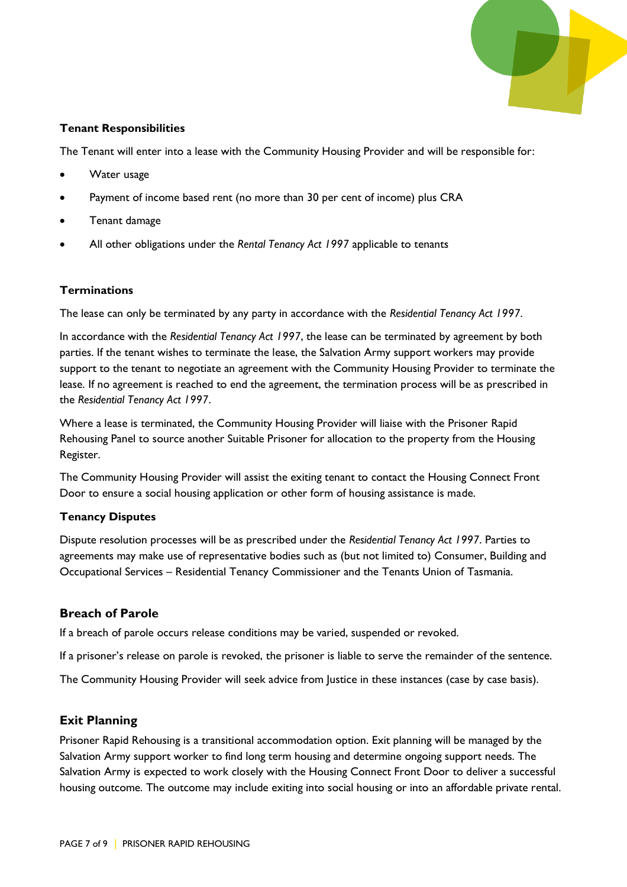### Tenant Responsibilities

The Tenant will enter into a lease with the Community Housing Provider and will be responsible for:

- Water usage
- Payment of income based rent (no more than 30 per cent of income) plus CRA
- Tenant damage
- All other obligations under the *Rental Tenancy Act 1997* applicable to tenants

### Terminations

The lease can only be terminated by any party in accordance with the *Residential Tenancy Act 1997*.

In accordance with the *Residential Tenancy Act 1997*, the lease can be terminated by agreement by both parties. If the tenant wishes to terminate the lease, the Salvation Army support workers may provide support to the tenant to negotiate an agreement with the Community Housing Provider to terminate the lease. If no agreement is reached to end the agreement, the termination process will be as prescribed in the *Residential Tenancy Act 1997*.

Where a lease is terminated, the Community Housing Provider will liaise with the Prisoner Rapid Rehousing Panel to source another Suitable Prisoner for allocation to the property from the Housing Register.

The Community Housing Provider will assist the exiting tenant to contact the Housing Connect Front Door to ensure a social housing application or other form of housing assistance is made.

### Tenancy Disputes

Dispute resolution processes will be as prescribed under the *Residential Tenancy Act 1997*. Parties to agreements may make use of representative bodies such as (but not limited to) Consumer, Building and Occupational Services – Residential Tenancy Commissioner and the Tenants Union of Tasmania.

## Breach of Parole

If a breach of parole occurs release conditions may be varied, suspended or revoked.

If a prisoner's release on parole is revoked, the prisoner is liable to serve the remainder of the sentence.

The Community Housing Provider will seek advice from Justice in these instances (case by case basis).

## Exit Planning

Prisoner Rapid Rehousing is a transitional accommodation option. Exit planning will be managed by the Salvation Army support worker to find long term housing and determine ongoing support needs. The Salvation Army is expected to work closely with the Housing Connect Front Door to deliver a successful housing outcome. The outcome may include exiting into social housing or into an affordable private rental.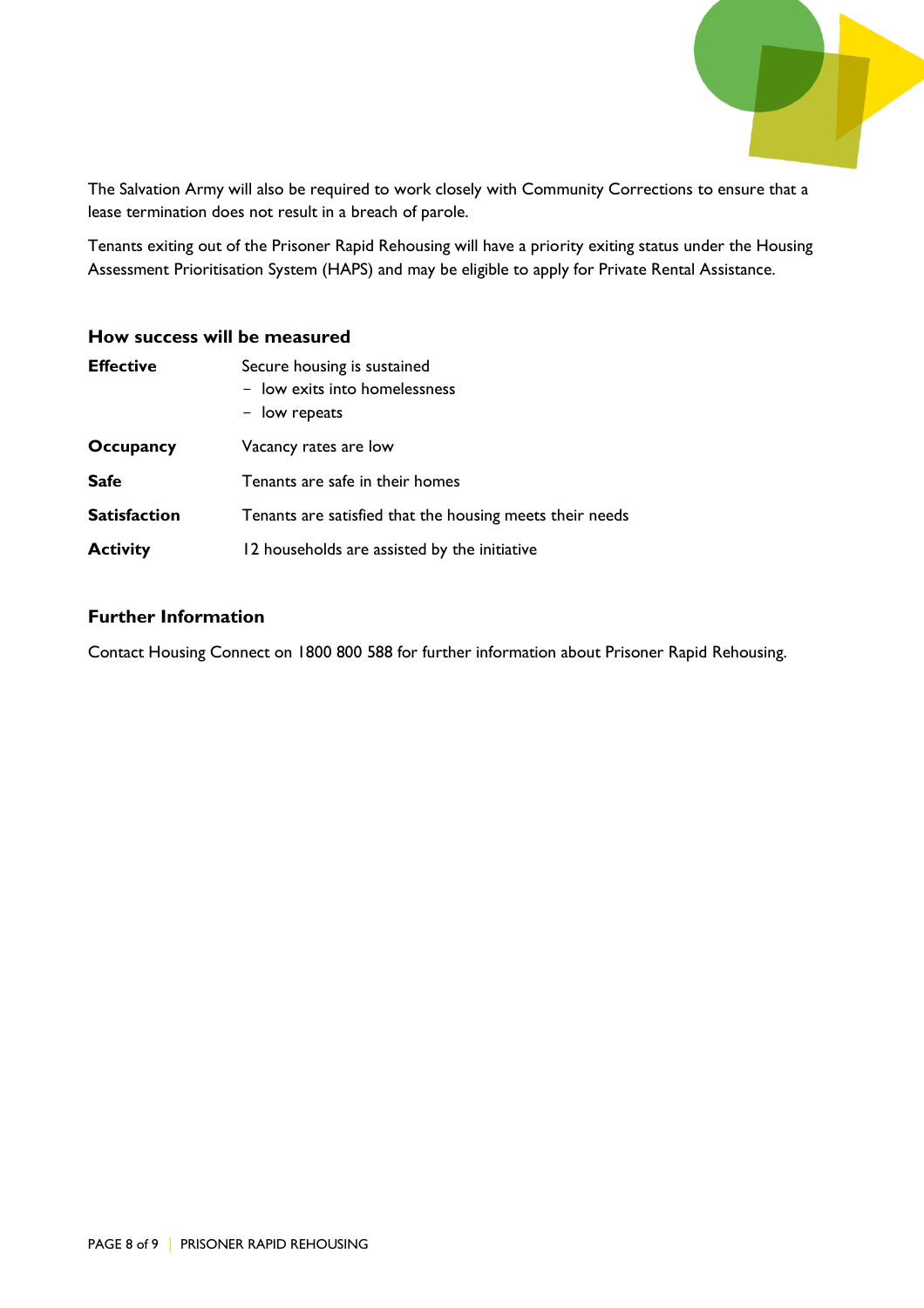The Salvation Army will also be required to work closely with Community Corrections to ensure that a lease termination does not result in a breach of parole.

Tenants exiting out of the Prisoner Rapid Rehousing will have a priority exiting status under the Housing Assessment Prioritisation System (HAPS) and may be eligible to apply for Private Rental Assistance.

## How success will be measured

| | |
|---|---|
| **Effective** | Secure housing is sustained<br>– low exits into homelessness<br>– low repeats |
| **Occupancy** | Vacancy rates are low |
| **Safe** | Tenants are safe in their homes |
| **Satisfaction** | Tenants are satisfied that the housing meets their needs |
| **Activity** | 12 households are assisted by the initiative |

## Further Information

Contact Housing Connect on 1800 800 588 for further information about Prisoner Rapid Rehousing.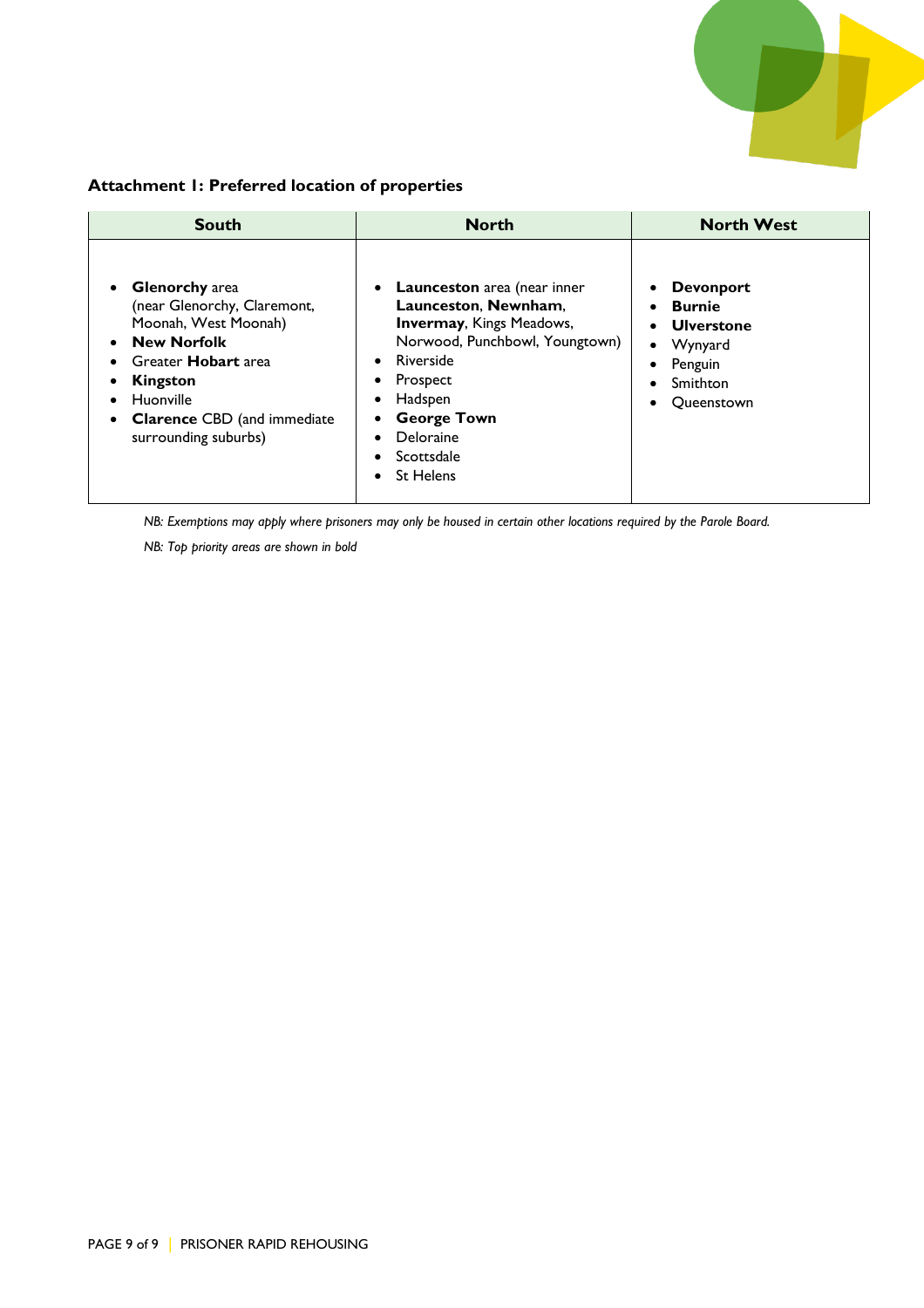### Attachment 1: Preferred location of properties

| South | North | North West |
|---|---|---|
| • **Glenorchy** area (near Glenorchy, Claremont, Moonah, West Moonah)<br>• **New Norfolk**<br>• Greater **Hobart** area<br>• **Kingston**<br>• Huonville<br>• **Clarence** CBD (and immediate surrounding suburbs) | • **Launceston** area (near inner **Launceston**, **Newnham**, **Invermay**, Kings Meadows, Norwood, Punchbowl, Youngtown)<br>• Riverside<br>• Prospect<br>• Hadspen<br>• **George Town**<br>• Deloraine<br>• Scottsdale<br>• St Helens | • **Devonport**<br>• **Burnie**<br>• **Ulverstone**<br>• Wynyard<br>• Penguin<br>• Smithton<br>• Queenstown |

*NB: Exemptions may apply where prisoners may only be housed in certain other locations required by the Parole Board.*

*NB: Top priority areas are shown in bold*